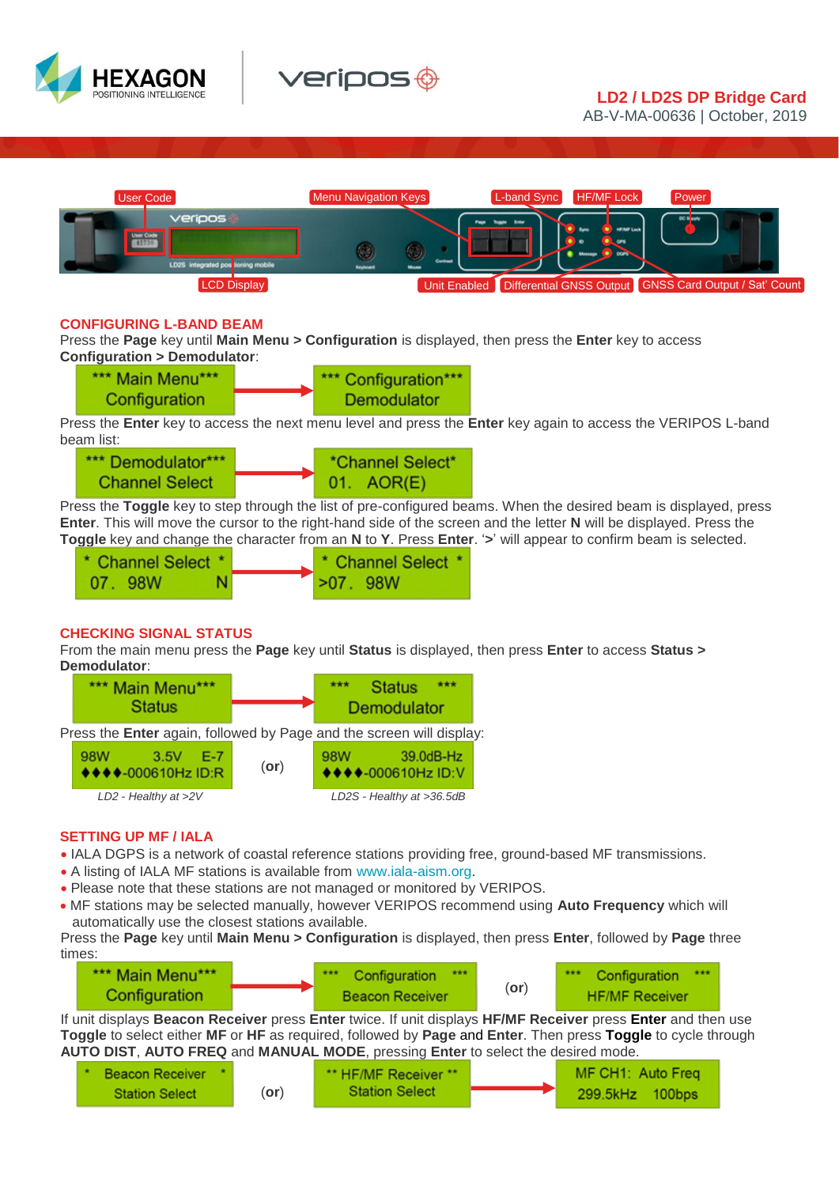# LD2 / LD2S DP Bridge Card

AB-V-MA-00636 | October, 2019

User Code | Menu Navigation Keys | L-band Sync | HF/MF Lock | Power

LCD Display | Unit Enabled | Differential GNSS Output | GNSS Card Output / Sat' Count

## CONFIGURING L-BAND BEAM

Press the **Page** key until **Main Menu > Configuration** is displayed, then press the **Enter** key to access **Configuration > Demodulator**:

```
*** Main Menu***        *** Configuration***
 Configuration    →        Demodulator
```

Press the **Enter** key to access the next menu level and press the **Enter** key again to access the VERIPOS L-band beam list:

```
*** Demodulator***      *Channel Select*
 Channel Select   →     01.   AOR(E)
```

Press the **Toggle** key to step through the list of pre-configured beams. When the desired beam is displayed, press **Enter**. This will move the cursor to the right-hand side of the screen and the letter **N** will be displayed. Press the **Toggle** key and change the character from an **N** to **Y**. Press **Enter**. '**>**' will appear to confirm beam is selected.

```
* Channel Select *      * Channel Select *
 07.  98W       N   →   >07.  98W
```

## CHECKING SIGNAL STATUS

From the main menu press the **Page** key until **Status** is displayed, then press **Enter** to access **Status > Demodulator**:

```
*** Main Menu***        ***   Status   ***
     Status       →       Demodulator
```

Press the **Enter** again, followed by Page and the screen will display:

```
98W      3.5V   E-7             98W        39.0dB-Hz
♦♦♦♦-000610Hz ID:R     (or)     ♦♦♦♦-000610Hz ID:V
```

*LD2 - Healthy at >2V* — *LD2S - Healthy at >36.5dB*

## SETTING UP MF / IALA

- IALA DGPS is a network of coastal reference stations providing free, ground-based MF transmissions.
- A listing of IALA MF stations is available from www.iala-aism.org.
- Please note that these stations are not managed or monitored by VERIPOS.
- MF stations may be selected manually, however VERIPOS recommend using **Auto Frequency** which will automatically use the closest stations available.

Press the **Page** key until **Main Menu > Configuration** is displayed, then press **Enter**, followed by **Page** three times:

```
*** Main Menu***        ***  Configuration  ***          ***  Configuration  ***
 Configuration    →        Beacon Receiver       (or)       HF/MF Receiver
```

If unit displays **Beacon Receiver** press **Enter** twice. If unit displays **HF/MF Receiver** press **Enter** and then use **Toggle** to select either **MF** or **HF** as required, followed by **Page** and **Enter**. Then press **Toggle** to cycle through **AUTO DIST**, **AUTO FREQ** and **MANUAL MODE**, pressing **Enter** to select the desired mode.

```
*  Beacon Receiver  *          ** HF/MF Receiver **        MF CH1:  Auto Freq
   Station Select       (or)      Station Select     →     299.5kHz    100bps
```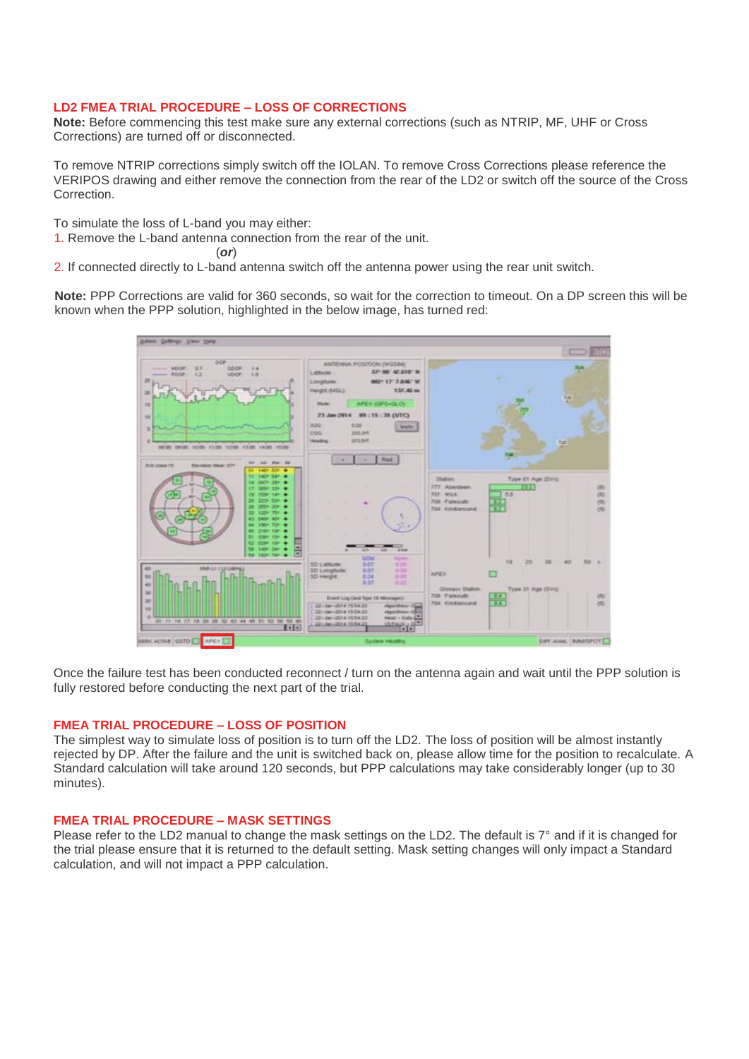## LD2 FMEA TRIAL PROCEDURE – LOSS OF CORRECTIONS

**Note:** Before commencing this test make sure any external corrections (such as NTRIP, MF, UHF or Cross Corrections) are turned off or disconnected.

To remove NTRIP corrections simply switch off the IOLAN. To remove Cross Corrections please reference the VERIPOS drawing and either remove the connection from the rear of the LD2 or switch off the source of the Cross Correction.

To simulate the loss of L-band you may either:

1. Remove the L-band antenna connection from the rear of the unit.

   (***or***)

2. If connected directly to L-band antenna switch off the antenna power using the rear unit switch.

**Note:** PPP Corrections are valid for 360 seconds, so wait for the correction to timeout. On a DP screen this will be known when the PPP solution, highlighted in the below image, has turned red:

Once the failure test has been conducted reconnect / turn on the antenna again and wait until the PPP solution is fully restored before conducting the next part of the trial.

## FMEA TRIAL PROCEDURE – LOSS OF POSITION

The simplest way to simulate loss of position is to turn off the LD2. The loss of position will be almost instantly rejected by DP. After the failure and the unit is switched back on, please allow time for the position to recalculate. A Standard calculation will take around 120 seconds, but PPP calculations may take considerably longer (up to 30 minutes).

## FMEA TRIAL PROCEDURE – MASK SETTINGS

Please refer to the LD2 manual to change the mask settings on the LD2. The default is 7° and if it is changed for the trial please ensure that it is returned to the default setting. Mask setting changes will only impact a Standard calculation, and will not impact a PPP calculation.